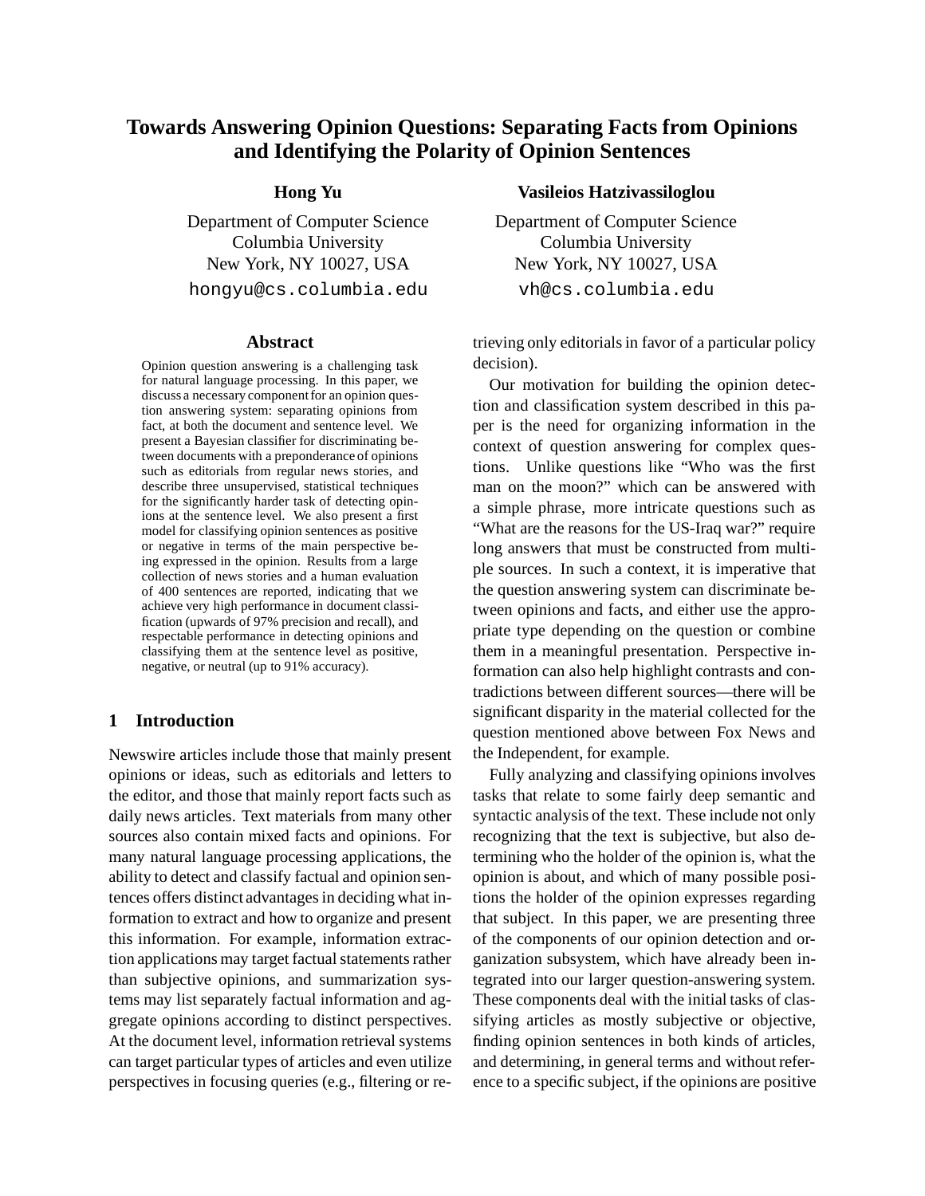# Towards Answering Opinion Questions: Separating Facts from Opinions and Identifying the Polarity of Opinion Sentences

**Hong Yu**
Department of Computer Science
Columbia University
New York, NY 10027, USA
hongyu@cs.columbia.edu

**Vasileios Hatzivassiloglou**
Department of Computer Science
Columbia University
New York, NY 10027, USA
vh@cs.columbia.edu

## Abstract

Opinion question answering is a challenging task for natural language processing. In this paper, we discuss a necessary component for an opinion question answering system: separating opinions from fact, at both the document and sentence level. We present a Bayesian classifier for discriminating between documents with a preponderance of opinions such as editorials from regular news stories, and describe three unsupervised, statistical techniques for the significantly harder task of detecting opinions at the sentence level. We also present a first model for classifying opinion sentences as positive or negative in terms of the main perspective being expressed in the opinion. Results from a large collection of news stories and a human evaluation of 400 sentences are reported, indicating that we achieve very high performance in document classification (upwards of 97% precision and recall), and respectable performance in detecting opinions and classifying them at the sentence level as positive, negative, or neutral (up to 91% accuracy).

## 1 Introduction

Newswire articles include those that mainly present opinions or ideas, such as editorials and letters to the editor, and those that mainly report facts such as daily news articles. Text materials from many other sources also contain mixed facts and opinions. For many natural language processing applications, the ability to detect and classify factual and opinion sentences offers distinct advantages in deciding what information to extract and how to organize and present this information. For example, information extraction applications may target factual statements rather than subjective opinions, and summarization systems may list separately factual information and aggregate opinions according to distinct perspectives. At the document level, information retrieval systems can target particular types of articles and even utilize perspectives in focusing queries (e.g., filtering or retrieving only editorials in favor of a particular policy decision).

Our motivation for building the opinion detection and classification system described in this paper is the need for organizing information in the context of question answering for complex questions. Unlike questions like "Who was the first man on the moon?" which can be answered with a simple phrase, more intricate questions such as "What are the reasons for the US-Iraq war?" require long answers that must be constructed from multiple sources. In such a context, it is imperative that the question answering system can discriminate between opinions and facts, and either use the appropriate type depending on the question or combine them in a meaningful presentation. Perspective information can also help highlight contrasts and contradictions between different sources—there will be significant disparity in the material collected for the question mentioned above between Fox News and the Independent, for example.

Fully analyzing and classifying opinions involves tasks that relate to some fairly deep semantic and syntactic analysis of the text. These include not only recognizing that the text is subjective, but also determining who the holder of the opinion is, what the opinion is about, and which of many possible positions the holder of the opinion expresses regarding that subject. In this paper, we are presenting three of the components of our opinion detection and organization subsystem, which have already been integrated into our larger question-answering system. These components deal with the initial tasks of classifying articles as mostly subjective or objective, finding opinion sentences in both kinds of articles, and determining, in general terms and without reference to a specific subject, if the opinions are positive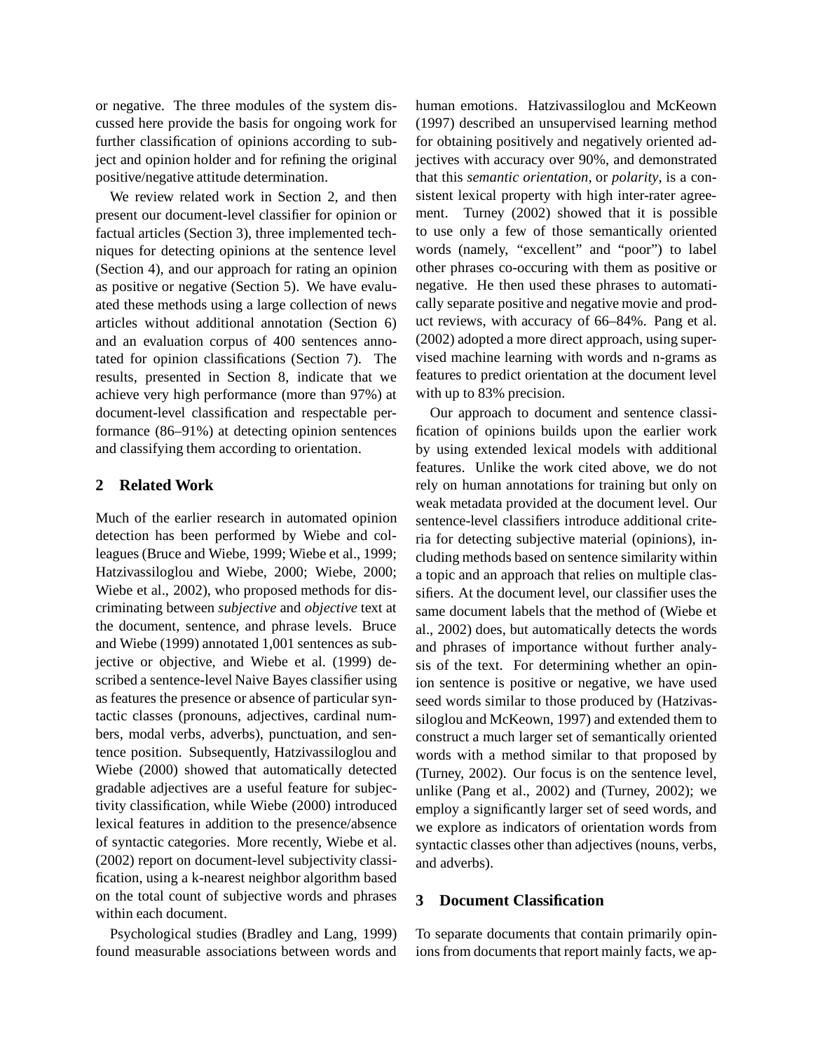or negative. The three modules of the system discussed here provide the basis for ongoing work for further classification of opinions according to subject and opinion holder and for refining the original positive/negative attitude determination.

We review related work in Section 2, and then present our document-level classifier for opinion or factual articles (Section 3), three implemented techniques for detecting opinions at the sentence level (Section 4), and our approach for rating an opinion as positive or negative (Section 5). We have evaluated these methods using a large collection of news articles without additional annotation (Section 6) and an evaluation corpus of 400 sentences annotated for opinion classifications (Section 7). The results, presented in Section 8, indicate that we achieve very high performance (more than 97%) at document-level classification and respectable performance (86–91%) at detecting opinion sentences and classifying them according to orientation.

## 2 Related Work

Much of the earlier research in automated opinion detection has been performed by Wiebe and colleagues (Bruce and Wiebe, 1999; Wiebe et al., 1999; Hatzivassiloglou and Wiebe, 2000; Wiebe, 2000; Wiebe et al., 2002), who proposed methods for discriminating between *subjective* and *objective* text at the document, sentence, and phrase levels. Bruce and Wiebe (1999) annotated 1,001 sentences as subjective or objective, and Wiebe et al. (1999) described a sentence-level Naive Bayes classifier using as features the presence or absence of particular syntactic classes (pronouns, adjectives, cardinal numbers, modal verbs, adverbs), punctuation, and sentence position. Subsequently, Hatzivassiloglou and Wiebe (2000) showed that automatically detected gradable adjectives are a useful feature for subjectivity classification, while Wiebe (2000) introduced lexical features in addition to the presence/absence of syntactic categories. More recently, Wiebe et al. (2002) report on document-level subjectivity classification, using a k-nearest neighbor algorithm based on the total count of subjective words and phrases within each document.

Psychological studies (Bradley and Lang, 1999) found measurable associations between words and human emotions. Hatzivassiloglou and McKeown (1997) described an unsupervised learning method for obtaining positively and negatively oriented adjectives with accuracy over 90%, and demonstrated that this *semantic orientation*, or *polarity*, is a consistent lexical property with high inter-rater agreement. Turney (2002) showed that it is possible to use only a few of those semantically oriented words (namely, "excellent" and "poor") to label other phrases co-occuring with them as positive or negative. He then used these phrases to automatically separate positive and negative movie and product reviews, with accuracy of 66–84%. Pang et al. (2002) adopted a more direct approach, using supervised machine learning with words and n-grams as features to predict orientation at the document level with up to 83% precision.

Our approach to document and sentence classification of opinions builds upon the earlier work by using extended lexical models with additional features. Unlike the work cited above, we do not rely on human annotations for training but only on weak metadata provided at the document level. Our sentence-level classifiers introduce additional criteria for detecting subjective material (opinions), including methods based on sentence similarity within a topic and an approach that relies on multiple classifiers. At the document level, our classifier uses the same document labels that the method of (Wiebe et al., 2002) does, but automatically detects the words and phrases of importance without further analysis of the text. For determining whether an opinion sentence is positive or negative, we have used seed words similar to those produced by (Hatzivassiloglou and McKeown, 1997) and extended them to construct a much larger set of semantically oriented words with a method similar to that proposed by (Turney, 2002). Our focus is on the sentence level, unlike (Pang et al., 2002) and (Turney, 2002); we employ a significantly larger set of seed words, and we explore as indicators of orientation words from syntactic classes other than adjectives (nouns, verbs, and adverbs).

## 3 Document Classification

To separate documents that contain primarily opinions from documents that report mainly facts, we ap-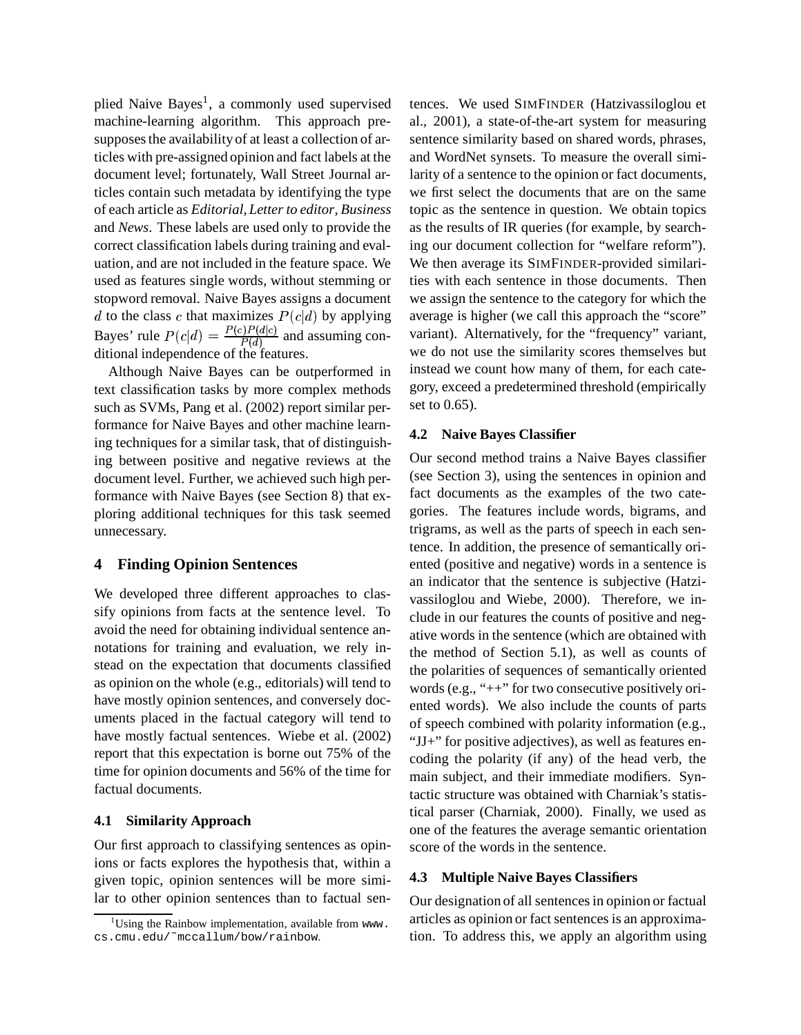plied Naive Bayes[1], a commonly used supervised machine-learning algorithm. This approach presupposes the availability of at least a collection of articles with pre-assigned opinion and fact labels at the document level; fortunately, Wall Street Journal articles contain such metadata by identifying the type of each article as *Editorial*, *Letter to editor*, *Business* and *News*. These labels are used only to provide the correct classification labels during training and evaluation, and are not included in the feature space. We used as features single words, without stemming or stopword removal. Naive Bayes assigns a document $d$ to the class $c$ that maximizes $P(c|d)$ by applying Bayes' rule $P(c|d) = \frac{P(c)P(d|c)}{P(d)}$ and assuming conditional independence of the features.

Although Naive Bayes can be outperformed in text classification tasks by more complex methods such as SVMs, Pang et al. (2002) report similar performance for Naive Bayes and other machine learning techniques for a similar task, that of distinguishing between positive and negative reviews at the document level. Further, we achieved such high performance with Naive Bayes (see Section 8) that exploring additional techniques for this task seemed unnecessary.

## 4 Finding Opinion Sentences

We developed three different approaches to classify opinions from facts at the sentence level. To avoid the need for obtaining individual sentence annotations for training and evaluation, we rely instead on the expectation that documents classified as opinion on the whole (e.g., editorials) will tend to have mostly opinion sentences, and conversely documents placed in the factual category will tend to have mostly factual sentences. Wiebe et al. (2002) report that this expectation is borne out 75% of the time for opinion documents and 56% of the time for factual documents.

### 4.1 Similarity Approach

Our first approach to classifying sentences as opinions or facts explores the hypothesis that, within a given topic, opinion sentences will be more similar to other opinion sentences than to factual sentences. We used SIMFINDER (Hatzivassiloglou et al., 2001), a state-of-the-art system for measuring sentence similarity based on shared words, phrases, and WordNet synsets. To measure the overall similarity of a sentence to the opinion or fact documents, we first select the documents that are on the same topic as the sentence in question. We obtain topics as the results of IR queries (for example, by searching our document collection for "welfare reform"). We then average its SIMFINDER-provided similarities with each sentence in those documents. Then we assign the sentence to the category for which the average is higher (we call this approach the "score" variant). Alternatively, for the "frequency" variant, we do not use the similarity scores themselves but instead we count how many of them, for each category, exceed a predetermined threshold (empirically set to 0.65).

### 4.2 Naive Bayes Classifier

Our second method trains a Naive Bayes classifier (see Section 3), using the sentences in opinion and fact documents as the examples of the two categories. The features include words, bigrams, and trigrams, as well as the parts of speech in each sentence. In addition, the presence of semantically oriented (positive and negative) words in a sentence is an indicator that the sentence is subjective (Hatzivassiloglou and Wiebe, 2000). Therefore, we include in our features the counts of positive and negative words in the sentence (which are obtained with the method of Section 5.1), as well as counts of the polarities of sequences of semantically oriented words (e.g., "++" for two consecutive positively oriented words). We also include the counts of parts of speech combined with polarity information (e.g., "JJ+" for positive adjectives), as well as features encoding the polarity (if any) of the head verb, the main subject, and their immediate modifiers. Syntactic structure was obtained with Charniak's statistical parser (Charniak, 2000). Finally, we used as one of the features the average semantic orientation score of the words in the sentence.

### 4.3 Multiple Naive Bayes Classifiers

Our designation of all sentences in opinion or factual articles as opinion or fact sentences is an approximation. To address this, we apply an algorithm using

[1] Using the Rainbow implementation, available from www.cs.cmu.edu/~mccallum/bow/rainbow.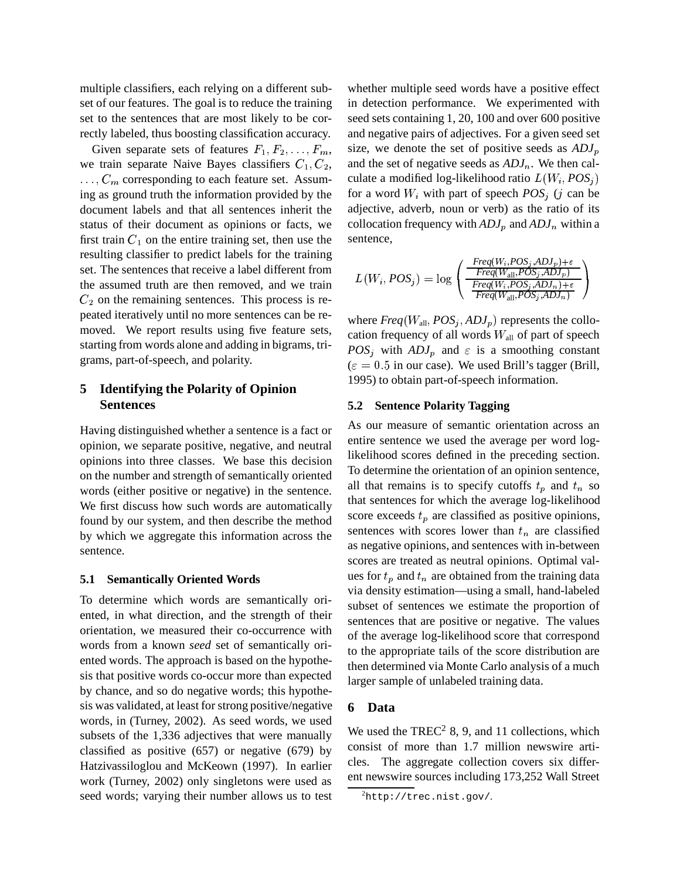multiple classifiers, each relying on a different subset of our features. The goal is to reduce the training set to the sentences that are most likely to be correctly labeled, thus boosting classification accuracy.

Given separate sets of features $F_1, F_2, \ldots, F_m$, we train separate Naive Bayes classifiers $C_1, C_2, \ldots, C_m$ corresponding to each feature set. Assuming as ground truth the information provided by the document labels and that all sentences inherit the status of their document as opinions or facts, we first train $C_1$ on the entire training set, then use the resulting classifier to predict labels for the training set. The sentences that receive a label different from the assumed truth are then removed, and we train $C_2$ on the remaining sentences. This process is repeated iteratively until no more sentences can be removed. We report results using five feature sets, starting from words alone and adding in bigrams, trigrams, part-of-speech, and polarity.

## 5 Identifying the Polarity of Opinion Sentences

Having distinguished whether a sentence is a fact or opinion, we separate positive, negative, and neutral opinions into three classes. We base this decision on the number and strength of semantically oriented words (either positive or negative) in the sentence. We first discuss how such words are automatically found by our system, and then describe the method by which we aggregate this information across the sentence.

### 5.1 Semantically Oriented Words

To determine which words are semantically oriented, in what direction, and the strength of their orientation, we measured their co-occurrence with words from a known *seed* set of semantically oriented words. The approach is based on the hypothesis that positive words co-occur more than expected by chance, and so do negative words; this hypothesis was validated, at least for strong positive/negative words, in (Turney, 2002). As seed words, we used subsets of the 1,336 adjectives that were manually classified as positive (657) or negative (679) by Hatzivassiloglou and McKeown (1997). In earlier work (Turney, 2002) only singletons were used as seed words; varying their number allows us to test whether multiple seed words have a positive effect in detection performance. We experimented with seed sets containing 1, 20, 100 and over 600 positive and negative pairs of adjectives. For a given seed set size, we denote the set of positive seeds as $ADJ_p$ and the set of negative seeds as $ADJ_n$. We then calculate a modified log-likelihood ratio $L(W_i, POS_j)$ for a word $W_i$ with part of speech $POS_j$ ($j$ can be adjective, adverb, noun or verb) as the ratio of its collocation frequency with $ADJ_p$ and $ADJ_n$ within a sentence,

$$L(W_i, POS_j) = \log \left( \frac{\frac{Freq(W_i, POS_j, ADJ_p) + \varepsilon}{Freq(W_{\text{all}}, POS_j, ADJ_p)}}{\frac{Freq(W_i, POS_j, ADJ_n) + \varepsilon}{Freq(W_{\text{all}}, POS_j, ADJ_n)}} \right)$$

where $Freq(W_{\text{all}}, POS_j, ADJ_p)$ represents the collocation frequency of all words $W_{\text{all}}$ of part of speech $POS_j$ with $ADJ_p$ and $\varepsilon$ is a smoothing constant ($\varepsilon = 0.5$ in our case). We used Brill's tagger (Brill, 1995) to obtain part-of-speech information.

### 5.2 Sentence Polarity Tagging

As our measure of semantic orientation across an entire sentence we used the average per word log-likelihood scores defined in the preceding section. To determine the orientation of an opinion sentence, all that remains is to specify cutoffs $t_p$ and $t_n$ so that sentences for which the average log-likelihood score exceeds $t_p$ are classified as positive opinions, sentences with scores lower than $t_n$ are classified as negative opinions, and sentences with in-between scores are treated as neutral opinions. Optimal values for $t_p$ and $t_n$ are obtained from the training data via density estimation—using a small, hand-labeled subset of sentences we estimate the proportion of sentences that are positive or negative. The values of the average log-likelihood score that correspond to the appropriate tails of the score distribution are then determined via Monte Carlo analysis of a much larger sample of unlabeled training data.

## 6 Data

We used the TREC[2] 8, 9, and 11 collections, which consist of more than 1.7 million newswire articles. The aggregate collection covers six different newswire sources including 173,252 Wall Street

[2] http://trec.nist.gov/.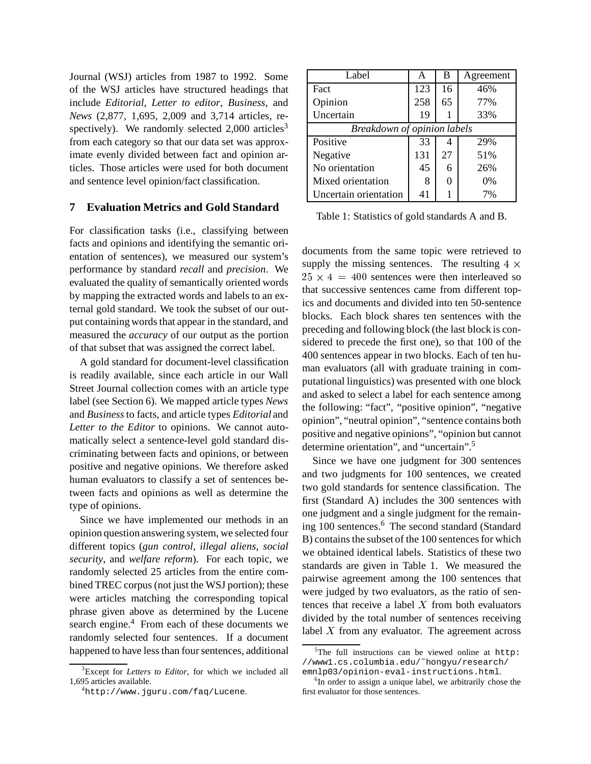Journal (WSJ) articles from 1987 to 1992. Some of the WSJ articles have structured headings that include *Editorial*, *Letter to editor*, *Business*, and *News* (2,877, 1,695, 2,009 and 3,714 articles, respectively). We randomly selected 2,000 articles[3] from each category so that our data set was approximate evenly divided between fact and opinion articles. Those articles were used for both document and sentence level opinion/fact classification.

## 7 Evaluation Metrics and Gold Standard

For classification tasks (i.e., classifying between facts and opinions and identifying the semantic orientation of sentences), we measured our system's performance by standard *recall* and *precision*. We evaluated the quality of semantically oriented words by mapping the extracted words and labels to an external gold standard. We took the subset of our output containing words that appear in the standard, and measured the *accuracy* of our output as the portion of that subset that was assigned the correct label.

A gold standard for document-level classification is readily available, since each article in our Wall Street Journal collection comes with an article type label (see Section 6). We mapped article types *News* and *Business* to facts, and article types *Editorial* and *Letter to the Editor* to opinions. We cannot automatically select a sentence-level gold standard discriminating between facts and opinions, or between positive and negative opinions. We therefore asked human evaluators to classify a set of sentences between facts and opinions as well as determine the type of opinions.

Since we have implemented our methods in an opinion question answering system, we selected four different topics (*gun control*, *illegal aliens*, *social security*, and *welfare reform*). For each topic, we randomly selected 25 articles from the entire combined TREC corpus (not just the WSJ portion); these were articles matching the corresponding topical phrase given above as determined by the Lucene search engine.[4] From each of these documents we randomly selected four sentences. If a document happened to have less than four sentences, additional documents from the same topic were retrieved to supply the missing sentences. The resulting $4 \times 25 \times 4 = 400$ sentences were then interleaved so that successive sentences came from different topics and documents and divided into ten 50-sentence blocks. Each block shares ten sentences with the preceding and following block (the last block is considered to precede the first one), so that 100 of the 400 sentences appear in two blocks. Each of ten human evaluators (all with graduate training in computational linguistics) was presented with one block and asked to select a label for each sentence among the following: "fact", "positive opinion", "negative opinion", "neutral opinion", "sentence contains both positive and negative opinions", "opinion but cannot determine orientation", and "uncertain".[5]

| Label | A | B | Agreement |
|---|---|---|---|
| Fact | 123 | 16 | 46% |
| Opinion | 258 | 65 | 77% |
| Uncertain | 19 | 1 | 33% |
| *Breakdown of opinion labels* | | | |
| Positive | 33 | 4 | 29% |
| Negative | 131 | 27 | 51% |
| No orientation | 45 | 6 | 26% |
| Mixed orientation | 8 | 0 | 0% |
| Uncertain orientation | 41 | 1 | 7% |

Table 1: Statistics of gold standards A and B.

Since we have one judgment for 300 sentences and two judgments for 100 sentences, we created two gold standards for sentence classification. The first (Standard A) includes the 300 sentences with one judgment and a single judgment for the remaining 100 sentences.[6] The second standard (Standard B) contains the subset of the 100 sentences for which we obtained identical labels. Statistics of these two standards are given in Table 1. We measured the pairwise agreement among the 100 sentences that were judged by two evaluators, as the ratio of sentences that receive a label $X$ from both evaluators divided by the total number of sentences receiving label $X$ from any evaluator. The agreement across

[3] Except for *Letters to Editor*, for which we included all 1,695 articles available.

[4] http://www.jguru.com/faq/Lucene.

[5] The full instructions can be viewed online at http://www1.cs.columbia.edu/~hongyu/research/emnlp03/opinion-eval-instructions.html.

[6] In order to assign a unique label, we arbitrarily chose the first evaluator for those sentences.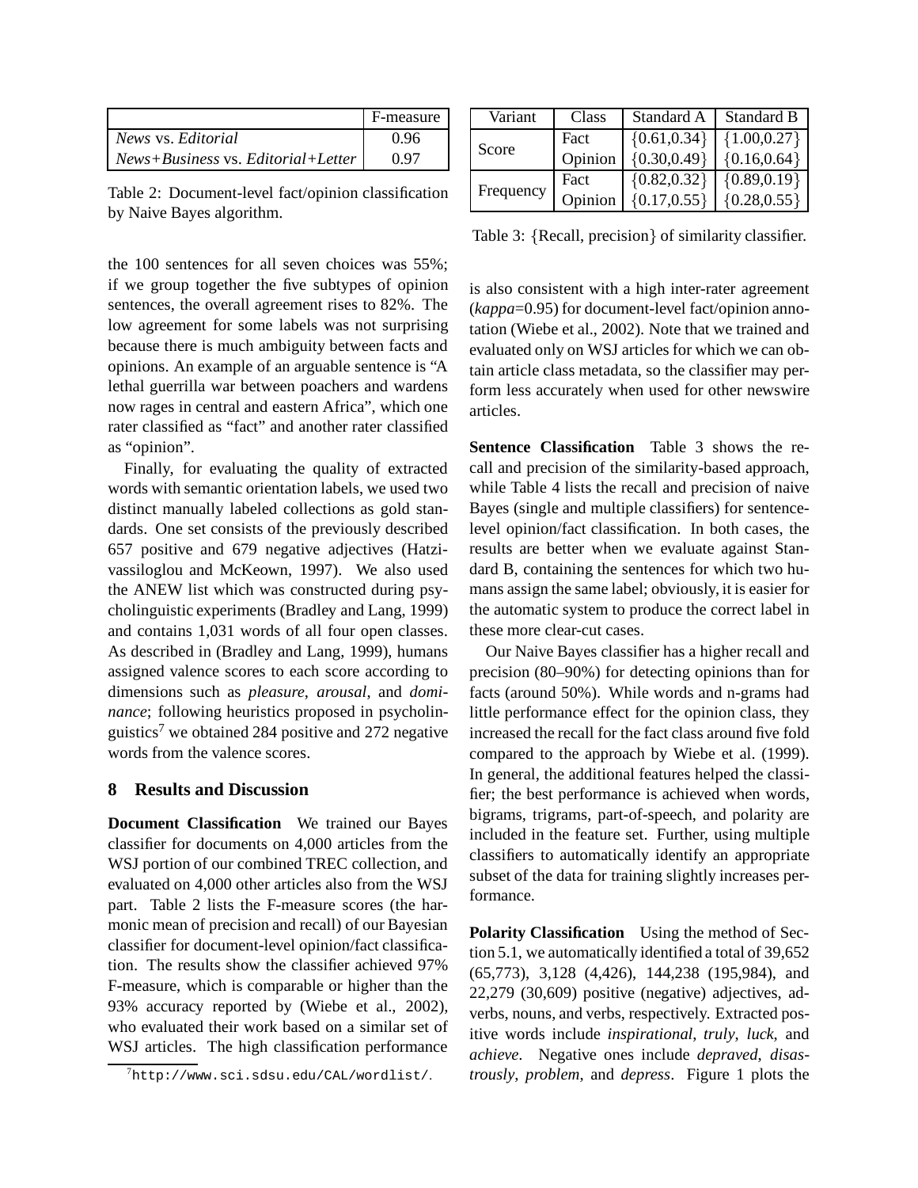|  | F-measure |
|---|---|
| *News* vs. *Editorial* | 0.96 |
| *News+Business* vs. *Editorial+Letter* | 0.97 |

Table 2: Document-level fact/opinion classification by Naive Bayes algorithm.

| Variant | Class | Standard A | Standard B |
|---|---|---|---|
| Score | Fact | {0.61,0.34} | {1.00,0.27} |
|  | Opinion | {0.30,0.49} | {0.16,0.64} |
| Frequency | Fact | {0.82,0.32} | {0.89,0.19} |
|  | Opinion | {0.17,0.55} | {0.28,0.55} |

Table 3: {Recall, precision} of similarity classifier.

the 100 sentences for all seven choices was 55%; if we group together the five subtypes of opinion sentences, the overall agreement rises to 82%. The low agreement for some labels was not surprising because there is much ambiguity between facts and opinions. An example of an arguable sentence is "A lethal guerrilla war between poachers and wardens now rages in central and eastern Africa", which one rater classified as "fact" and another rater classified as "opinion".

Finally, for evaluating the quality of extracted words with semantic orientation labels, we used two distinct manually labeled collections as gold standards. One set consists of the previously described 657 positive and 679 negative adjectives (Hatzivassiloglou and McKeown, 1997). We also used the ANEW list which was constructed during psycholinguistic experiments (Bradley and Lang, 1999) and contains 1,031 words of all four open classes. As described in (Bradley and Lang, 1999), humans assigned valence scores to each score according to dimensions such as *pleasure*, *arousal*, and *dominance*; following heuristics proposed in psycholinguistics[7] we obtained 284 positive and 272 negative words from the valence scores.

## 8 Results and Discussion

**Document Classification** We trained our Bayes classifier for documents on 4,000 articles from the WSJ portion of our combined TREC collection, and evaluated on 4,000 other articles also from the WSJ part. Table 2 lists the F-measure scores (the harmonic mean of precision and recall) of our Bayesian classifier for document-level opinion/fact classification. The results show the classifier achieved 97% F-measure, which is comparable or higher than the 93% accuracy reported by (Wiebe et al., 2002), who evaluated their work based on a similar set of WSJ articles. The high classification performance is also consistent with a high inter-rater agreement (*kappa*=0.95) for document-level fact/opinion annotation (Wiebe et al., 2002). Note that we trained and evaluated only on WSJ articles for which we can obtain article class metadata, so the classifier may perform less accurately when used for other newswire articles.

**Sentence Classification** Table 3 shows the recall and precision of the similarity-based approach, while Table 4 lists the recall and precision of naive Bayes (single and multiple classifiers) for sentence-level opinion/fact classification. In both cases, the results are better when we evaluate against Standard B, containing the sentences for which two humans assign the same label; obviously, it is easier for the automatic system to produce the correct label in these more clear-cut cases.

Our Naive Bayes classifier has a higher recall and precision (80–90%) for detecting opinions than for facts (around 50%). While words and n-grams had little performance effect for the opinion class, they increased the recall for the fact class around five fold compared to the approach by Wiebe et al. (1999). In general, the additional features helped the classifier; the best performance is achieved when words, bigrams, trigrams, part-of-speech, and polarity are included in the feature set. Further, using multiple classifiers to automatically identify an appropriate subset of the data for training slightly increases performance.

**Polarity Classification** Using the method of Section 5.1, we automatically identified a total of 39,652 (65,773), 3,128 (4,426), 144,238 (195,984), and 22,279 (30,609) positive (negative) adjectives, adverbs, nouns, and verbs, respectively. Extracted positive words include *inspirational*, *truly*, *luck*, and *achieve*. Negative ones include *depraved*, *disastrously*, *problem*, and *depress*. Figure 1 plots the

[7] http://www.sci.sdsu.edu/CAL/wordlist/.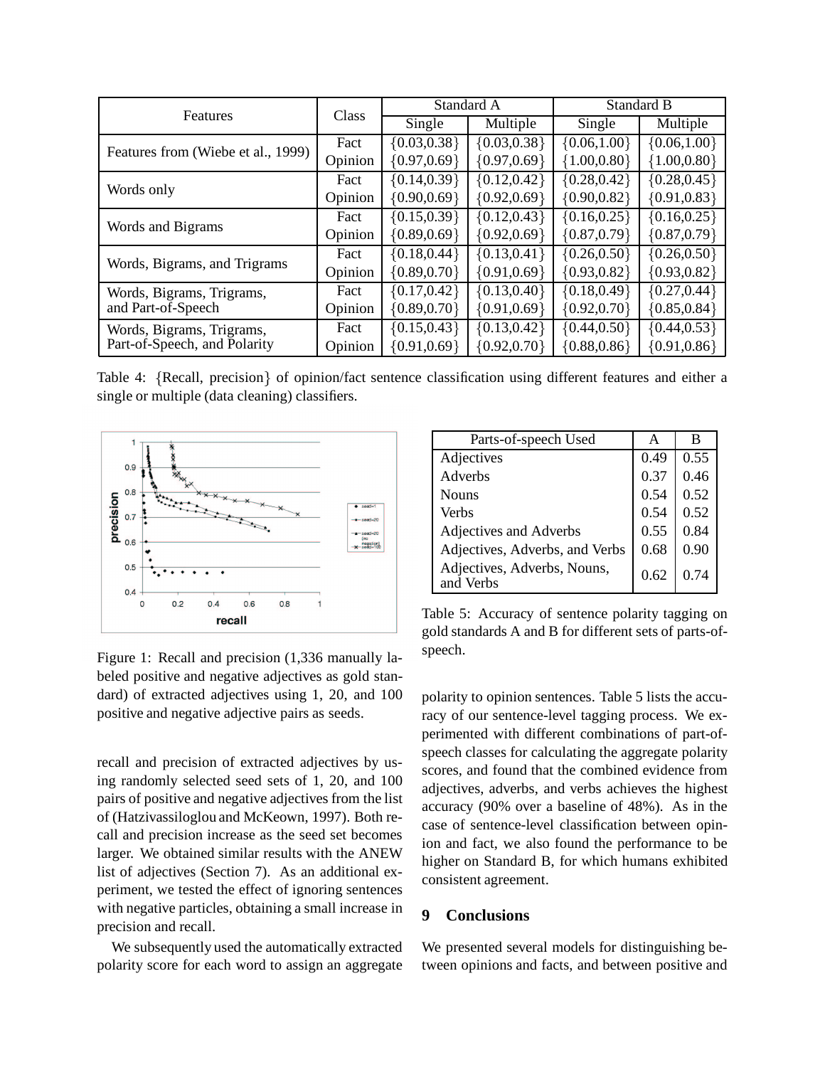| Features | Class | Standard A | | Standard B | |
|---|---|---|---|---|---|
| | | Single | Multiple | Single | Multiple |
| Features from (Wiebe et al., 1999) | Fact | {0.03,0.38} | {0.03,0.38} | {0.06,1.00} | {0.06,1.00} |
| | Opinion | {0.97,0.69} | {0.97,0.69} | {1.00,0.80} | {1.00,0.80} |
| Words only | Fact | {0.14,0.39} | {0.12,0.42} | {0.28,0.42} | {0.28,0.45} |
| | Opinion | {0.90,0.69} | {0.92,0.69} | {0.90,0.82} | {0.91,0.83} |
| Words and Bigrams | Fact | {0.15,0.39} | {0.12,0.43} | {0.16,0.25} | {0.16,0.25} |
| | Opinion | {0.89,0.69} | {0.92,0.69} | {0.87,0.79} | {0.87,0.79} |
| Words, Bigrams, and Trigrams | Fact | {0.18,0.44} | {0.13,0.41} | {0.26,0.50} | {0.26,0.50} |
| | Opinion | {0.89,0.70} | {0.91,0.69} | {0.93,0.82} | {0.93,0.82} |
| Words, Bigrams, Trigrams, and Part-of-Speech | Fact | {0.17,0.42} | {0.13,0.40} | {0.18,0.49} | {0.27,0.44} |
| | Opinion | {0.89,0.70} | {0.91,0.69} | {0.92,0.70} | {0.85,0.84} |
| Words, Bigrams, Trigrams, Part-of-Speech, and Polarity | Fact | {0.15,0.43} | {0.13,0.42} | {0.44,0.50} | {0.44,0.53} |
| | Opinion | {0.91,0.69} | {0.92,0.70} | {0.88,0.86} | {0.91,0.86} |

Table 4: {Recall, precision} of opinion/fact sentence classification using different features and either a single or multiple (data cleaning) classifiers.

Figure 1: Recall and precision (1,336 manually labeled positive and negative adjectives as gold standard) of extracted adjectives using 1, 20, and 100 positive and negative adjective pairs as seeds.

recall and precision of extracted adjectives by using randomly selected seed sets of 1, 20, and 100 pairs of positive and negative adjectives from the list of (Hatzivassiloglou and McKeown, 1997). Both recall and precision increase as the seed set becomes larger. We obtained similar results with the ANEW list of adjectives (Section 7). As an additional experiment, we tested the effect of ignoring sentences with negative particles, obtaining a small increase in precision and recall.

We subsequently used the automatically extracted polarity score for each word to assign an aggregate polarity to opinion sentences. Table 5 lists the accuracy of our sentence-level tagging process. We experimented with different combinations of part-of-speech classes for calculating the aggregate polarity scores, and found that the combined evidence from adjectives, adverbs, and verbs achieves the highest accuracy (90% over a baseline of 48%). As in the case of sentence-level classification between opinion and fact, we also found the performance to be higher on Standard B, for which humans exhibited consistent agreement.

| Parts-of-speech Used | A | B |
|---|---|---|
| Adjectives | 0.49 | 0.55 |
| Adverbs | 0.37 | 0.46 |
| Nouns | 0.54 | 0.52 |
| Verbs | 0.54 | 0.52 |
| Adjectives and Adverbs | 0.55 | 0.84 |
| Adjectives, Adverbs, and Verbs | 0.68 | 0.90 |
| Adjectives, Adverbs, Nouns, and Verbs | 0.62 | 0.74 |

Table 5: Accuracy of sentence polarity tagging on gold standards A and B for different sets of parts-of-speech.

## 9 Conclusions

We presented several models for distinguishing between opinions and facts, and between positive and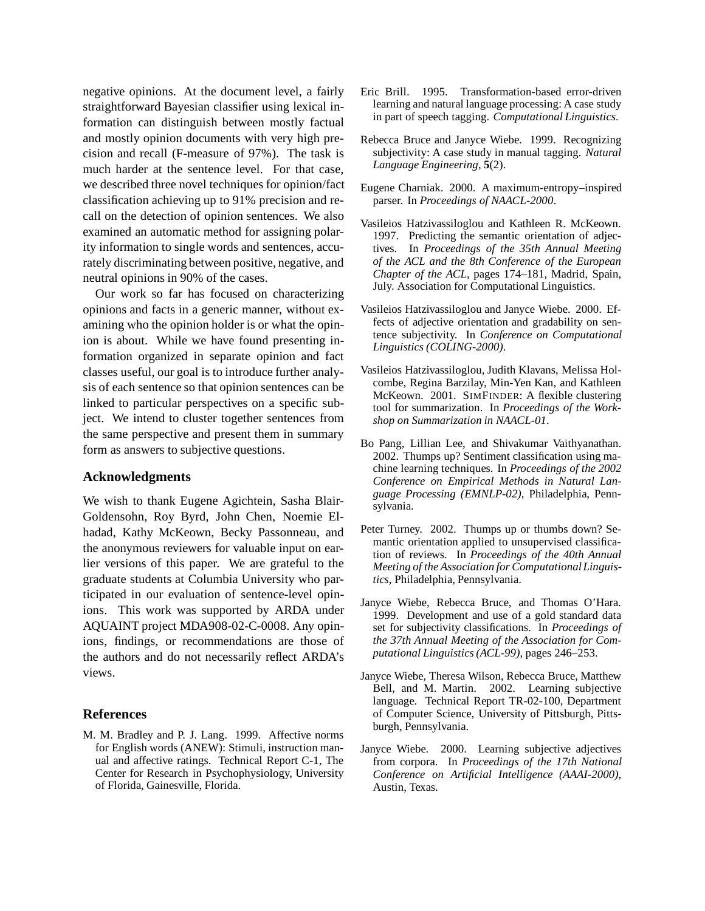negative opinions. At the document level, a fairly straightforward Bayesian classifier using lexical information can distinguish between mostly factual and mostly opinion documents with very high precision and recall (F-measure of 97%). The task is much harder at the sentence level. For that case, we described three novel techniques for opinion/fact classification achieving up to 91% precision and recall on the detection of opinion sentences. We also examined an automatic method for assigning polarity information to single words and sentences, accurately discriminating between positive, negative, and neutral opinions in 90% of the cases.

Our work so far has focused on characterizing opinions and facts in a generic manner, without examining who the opinion holder is or what the opinion is about. While we have found presenting information organized in separate opinion and fact classes useful, our goal is to introduce further analysis of each sentence so that opinion sentences can be linked to particular perspectives on a specific subject. We intend to cluster together sentences from the same perspective and present them in summary form as answers to subjective questions.

## Acknowledgments

We wish to thank Eugene Agichtein, Sasha Blair-Goldensohn, Roy Byrd, John Chen, Noemie Elhadad, Kathy McKeown, Becky Passonneau, and the anonymous reviewers for valuable input on earlier versions of this paper. We are grateful to the graduate students at Columbia University who participated in our evaluation of sentence-level opinions. This work was supported by ARDA under AQUAINT project MDA908-02-C-0008. Any opinions, findings, or recommendations are those of the authors and do not necessarily reflect ARDA's views.

## References

M. M. Bradley and P. J. Lang. 1999. Affective norms for English words (ANEW): Stimuli, instruction manual and affective ratings. Technical Report C-1, The Center for Research in Psychophysiology, University of Florida, Gainesville, Florida.

Eric Brill. 1995. Transformation-based error-driven learning and natural language processing: A case study in part of speech tagging. *Computational Linguistics*.

Rebecca Bruce and Janyce Wiebe. 1999. Recognizing subjectivity: A case study in manual tagging. *Natural Language Engineering*, **5**(2).

Eugene Charniak. 2000. A maximum-entropy–inspired parser. In *Proceedings of NAACL-2000*.

Vasileios Hatzivassiloglou and Kathleen R. McKeown. 1997. Predicting the semantic orientation of adjectives. In *Proceedings of the 35th Annual Meeting of the ACL and the 8th Conference of the European Chapter of the ACL*, pages 174–181, Madrid, Spain, July. Association for Computational Linguistics.

Vasileios Hatzivassiloglou and Janyce Wiebe. 2000. Effects of adjective orientation and gradability on sentence subjectivity. In *Conference on Computational Linguistics (COLING-2000)*.

Vasileios Hatzivassiloglou, Judith Klavans, Melissa Holcombe, Regina Barzilay, Min-Yen Kan, and Kathleen McKeown. 2001. SIMFINDER: A flexible clustering tool for summarization. In *Proceedings of the Workshop on Summarization in NAACL-01*.

Bo Pang, Lillian Lee, and Shivakumar Vaithyanathan. 2002. Thumps up? Sentiment classification using machine learning techniques. In *Proceedings of the 2002 Conference on Empirical Methods in Natural Language Processing (EMNLP-02)*, Philadelphia, Pennsylvania.

Peter Turney. 2002. Thumps up or thumbs down? Semantic orientation applied to unsupervised classification of reviews. In *Proceedings of the 40th Annual Meeting of the Association for Computational Linguistics*, Philadelphia, Pennsylvania.

Janyce Wiebe, Rebecca Bruce, and Thomas O'Hara. 1999. Development and use of a gold standard data set for subjectivity classifications. In *Proceedings of the 37th Annual Meeting of the Association for Computational Linguistics (ACL-99)*, pages 246–253.

Janyce Wiebe, Theresa Wilson, Rebecca Bruce, Matthew Bell, and M. Martin. 2002. Learning subjective language. Technical Report TR-02-100, Department of Computer Science, University of Pittsburgh, Pittsburgh, Pennsylvania.

Janyce Wiebe. 2000. Learning subjective adjectives from corpora. In *Proceedings of the 17th National Conference on Artificial Intelligence (AAAI-2000)*, Austin, Texas.